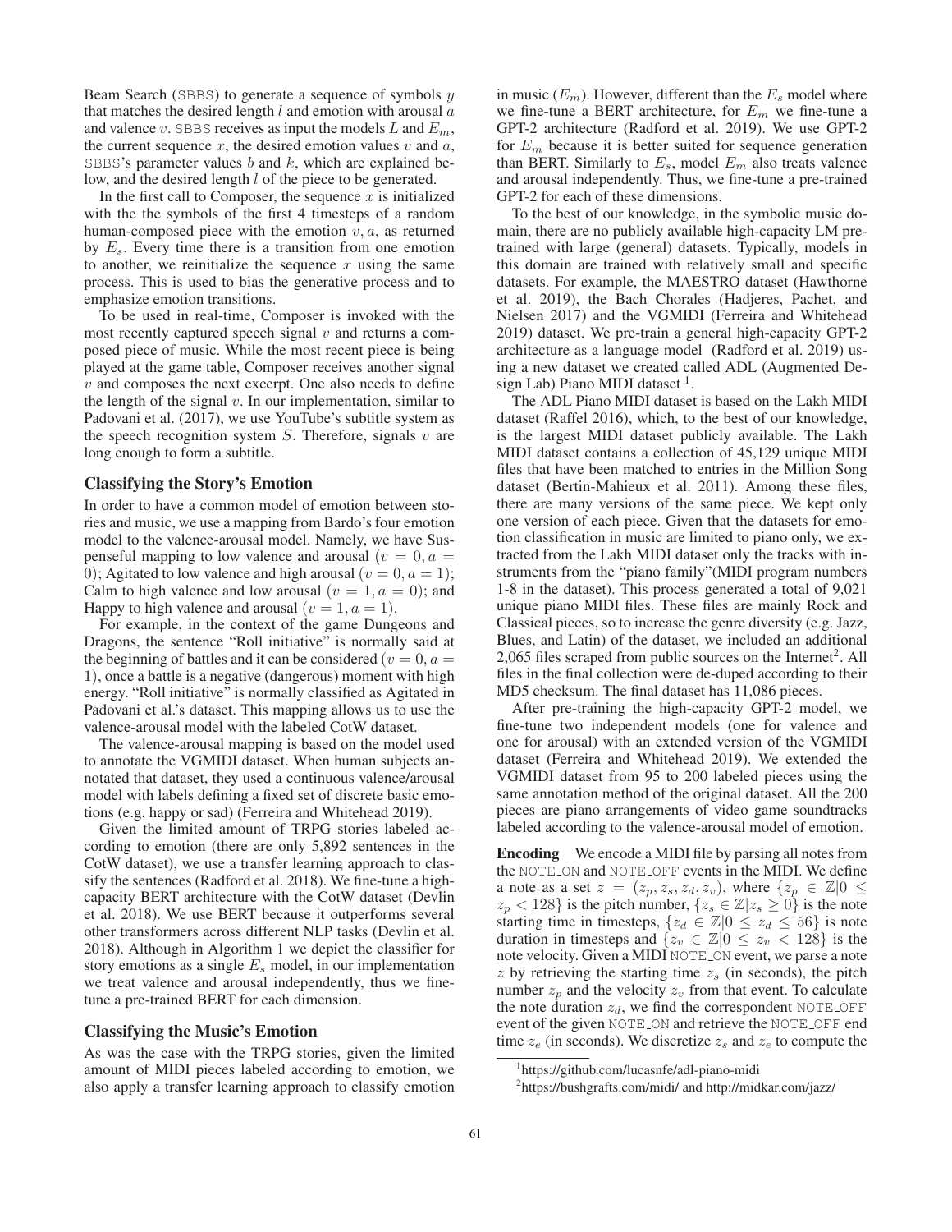Beam Search (SBBS) to generate a sequence of symbols $y$ that matches the desired length $l$ and emotion with arousal $a$ and valence $v$. SBBS receives as input the models $L$ and $E_m$, the current sequence $x$, the desired emotion values $v$ and $a$, SBBS's parameter values $b$ and $k$, which are explained below, and the desired length $l$ of the piece to be generated.

In the first call to Composer, the sequence $x$ is initialized with the the symbols of the first 4 timesteps of a random human-composed piece with the emotion $v, a$, as returned by $E_s$. Every time there is a transition from one emotion to another, we reinitialize the sequence $x$ using the same process. This is used to bias the generative process and to emphasize emotion transitions.

To be used in real-time, Composer is invoked with the most recently captured speech signal $v$ and returns a composed piece of music. While the most recent piece is being played at the game table, Composer receives another signal $v$ and composes the next excerpt. One also needs to define the length of the signal $v$. In our implementation, similar to Padovani et al. (2017), we use YouTube's subtitle system as the speech recognition system $S$. Therefore, signals $v$ are long enough to form a subtitle.

## Classifying the Story's Emotion

In order to have a common model of emotion between stories and music, we use a mapping from Bardo's four emotion model to the valence-arousal model. Namely, we have Suspenseful mapping to low valence and arousal ($v = 0, a = 0$); Agitated to low valence and high arousal ($v = 0, a = 1$); Calm to high valence and low arousal ($v = 1, a = 0$); and Happy to high valence and arousal ($v = 1, a = 1$).

For example, in the context of the game Dungeons and Dragons, the sentence "Roll initiative" is normally said at the beginning of battles and it can be considered ($v = 0, a = 1$), once a battle is a negative (dangerous) moment with high energy. "Roll initiative" is normally classified as Agitated in Padovani et al.'s dataset. This mapping allows us to use the valence-arousal model with the labeled CotW dataset.

The valence-arousal mapping is based on the model used to annotate the VGMIDI dataset. When human subjects annotated that dataset, they used a continuous valence/arousal model with labels defining a fixed set of discrete basic emotions (e.g. happy or sad) (Ferreira and Whitehead 2019).

Given the limited amount of TRPG stories labeled according to emotion (there are only 5,892 sentences in the CotW dataset), we use a transfer learning approach to classify the sentences (Radford et al. 2018). We fine-tune a high-capacity BERT architecture with the CotW dataset (Devlin et al. 2018). We use BERT because it outperforms several other transformers across different NLP tasks (Devlin et al. 2018). Although in Algorithm 1 we depict the classifier for story emotions as a single $E_s$ model, in our implementation we treat valence and arousal independently, thus we fine-tune a pre-trained BERT for each dimension.

## Classifying the Music's Emotion

As was the case with the TRPG stories, given the limited amount of MIDI pieces labeled according to emotion, we also apply a transfer learning approach to classify emotion in music ($E_m$). However, different than the $E_s$ model where we fine-tune a BERT architecture, for $E_m$ we fine-tune a GPT-2 architecture (Radford et al. 2019). We use GPT-2 for $E_m$ because it is better suited for sequence generation than BERT. Similarly to $E_s$, model $E_m$ also treats valence and arousal independently. Thus, we fine-tune a pre-trained GPT-2 for each of these dimensions.

To the best of our knowledge, in the symbolic music domain, there are no publicly available high-capacity LM pre-trained with large (general) datasets. Typically, models in this domain are trained with relatively small and specific datasets. For example, the MAESTRO dataset (Hawthorne et al. 2019), the Bach Chorales (Hadjeres, Pachet, and Nielsen 2017) and the VGMIDI (Ferreira and Whitehead 2019) dataset. We pre-train a general high-capacity GPT-2 architecture as a language model (Radford et al. 2019) using a new dataset we created called ADL (Augmented Design Lab) Piano MIDI dataset [1].

The ADL Piano MIDI dataset is based on the Lakh MIDI dataset (Raffel 2016), which, to the best of our knowledge, is the largest MIDI dataset publicly available. The Lakh MIDI dataset contains a collection of 45,129 unique MIDI files that have been matched to entries in the Million Song dataset (Bertin-Mahieux et al. 2011). Among these files, there are many versions of the same piece. We kept only one version of each piece. Given that the datasets for emotion classification in music are limited to piano only, we extracted from the Lakh MIDI dataset only the tracks with instruments from the "piano family"(MIDI program numbers 1-8 in the dataset). This process generated a total of 9,021 unique piano MIDI files. These files are mainly Rock and Classical pieces, so to increase the genre diversity (e.g. Jazz, Blues, and Latin) of the dataset, we included an additional 2,065 files scraped from public sources on the Internet[2]. All files in the final collection were de-duped according to their MD5 checksum. The final dataset has 11,086 pieces.

After pre-training the high-capacity GPT-2 model, we fine-tune two independent models (one for valence and one for arousal) with an extended version of the VGMIDI dataset (Ferreira and Whitehead 2019). We extended the VGMIDI dataset from 95 to 200 labeled pieces using the same annotation method of the original dataset. All the 200 pieces are piano arrangements of video game soundtracks labeled according to the valence-arousal model of emotion.

**Encoding** We encode a MIDI file by parsing all notes from the NOTE_ON and NOTE_OFF events in the MIDI. We define a note as a set $z = (z_p, z_s, z_d, z_v)$, where $\{z_p \in \mathbb{Z} | 0 \leq z_p < 128\}$ is the pitch number, $\{z_s \in \mathbb{Z} | z_s \geq 0\}$ is the note starting time in timesteps, $\{z_d \in \mathbb{Z} | 0 \leq z_d \leq 56\}$ is note duration in timesteps and $\{z_v \in \mathbb{Z} | 0 \leq z_v < 128\}$ is the note velocity. Given a MIDI NOTE_ON event, we parse a note $z$ by retrieving the starting time $z_s$ (in seconds), the pitch number $z_p$ and the velocity $z_v$ from that event. To calculate the note duration $z_d$, we find the correspondent NOTE_OFF event of the given NOTE_ON and retrieve the NOTE_OFF end time $z_e$ (in seconds). We discretize $z_s$ and $z_e$ to compute the

[1] https://github.com/lucasnfe/adl-piano-midi

[2] https://bushgrafts.com/midi/ and http://midkar.com/jazz/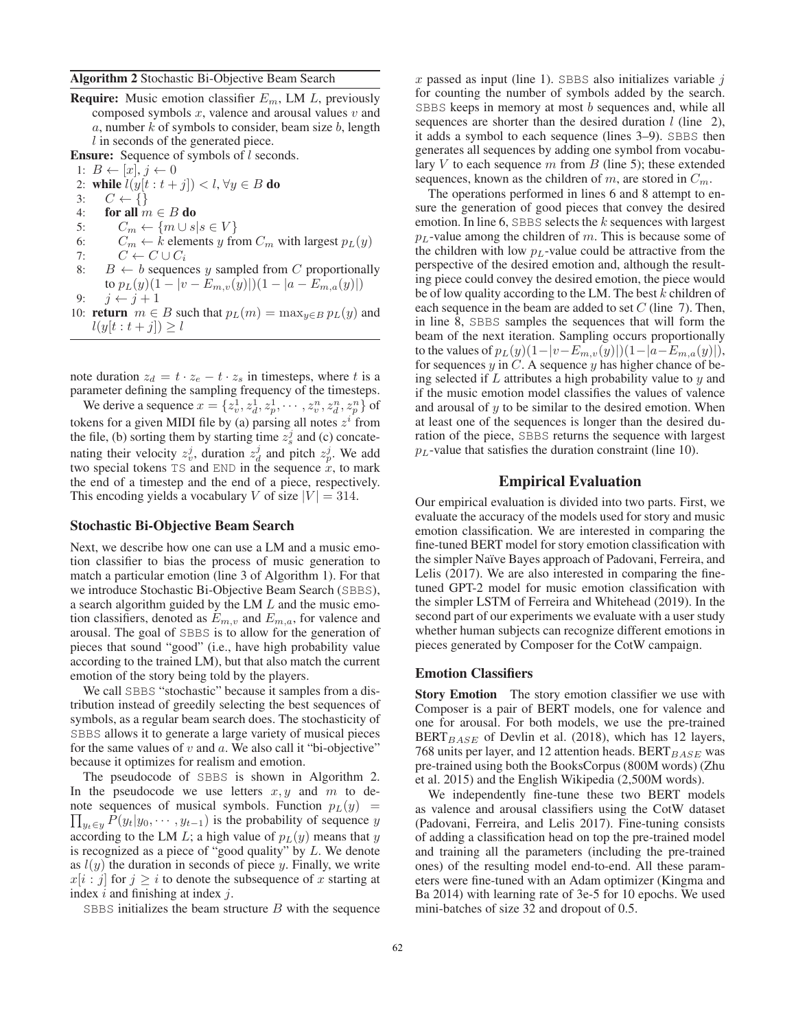**Algorithm 2** Stochastic Bi-Objective Beam Search

**Require:** Music emotion classifier $E_m$, LM $L$, previously composed symbols $x$, valence and arousal values $v$ and $a$, number $k$ of symbols to consider, beam size $b$, length $l$ in seconds of the generated piece.

**Ensure:** Sequence of symbols of $l$ seconds.

1: $B \leftarrow [x], j \leftarrow 0$
2: **while** $l(y[t : t + j]) < l, \forall y \in B$ **do**
3: $\quad C \leftarrow \{\}$
4: $\quad$ **for all** $m \in B$ **do**
5: $\quad\quad C_m \leftarrow \{m \cup s | s \in V\}$
6: $\quad\quad C_m \leftarrow k$ elements $y$ from $C_m$ with largest $p_L(y)$
7: $\quad\quad C \leftarrow C \cup C_i$
8: $\quad B \leftarrow b$ sequences $y$ sampled from $C$ proportionally to $p_L(y)(1 - |v - E_{m,v}(y)|)(1 - |a - E_{m,a}(y)|)$
9: $\quad j \leftarrow j + 1$
10: **return** $m \in B$ such that $p_L(m) = \max_{y \in B} p_L(y)$ and $l(y[t : t + j]) \geq l$

note duration $z_d = t \cdot z_e - t \cdot z_s$ in timesteps, where $t$ is a parameter defining the sampling frequency of the timesteps.

We derive a sequence $x = \{z_v^1, z_d^1, z_p^1, \cdots, z_v^n, z_d^n, z_p^n\}$ of tokens for a given MIDI file by (a) parsing all notes $z^i$ from the file, (b) sorting them by starting time $z_s^j$ and (c) concatenating their velocity $z_v^j$, duration $z_d^j$ and pitch $z_p^j$. We add two special tokens TS and END in the sequence $x$, to mark the end of a timestep and the end of a piece, respectively. This encoding yields a vocabulary $V$ of size $|V| = 314$.

### Stochastic Bi-Objective Beam Search

Next, we describe how one can use a LM and a music emotion classifier to bias the process of music generation to match a particular emotion (line 3 of Algorithm 1). For that we introduce Stochastic Bi-Objective Beam Search (SBBS), a search algorithm guided by the LM $L$ and the music emotion classifiers, denoted as $E_{m,v}$ and $E_{m,a}$, for valence and arousal. The goal of SBBS is to allow for the generation of pieces that sound "good" (i.e., have high probability value according to the trained LM), but that also match the current emotion of the story being told by the players.

We call SBBS "stochastic" because it samples from a distribution instead of greedily selecting the best sequences of symbols, as a regular beam search does. The stochasticity of SBBS allows it to generate a large variety of musical pieces for the same values of $v$ and $a$. We also call it "bi-objective" because it optimizes for realism and emotion.

The pseudocode of SBBS is shown in Algorithm 2. In the pseudocode we use letters $x, y$ and $m$ to denote sequences of musical symbols. Function $p_L(y) = \prod_{y_t \in y} P(y_t | y_0, \cdots, y_{t-1})$ is the probability of sequence $y$ according to the LM $L$; a high value of $p_L(y)$ means that $y$ is recognized as a piece of "good quality" by $L$. We denote as $l(y)$ the duration in seconds of piece $y$. Finally, we write $x[i : j]$ for $j \geq i$ to denote the subsequence of $x$ starting at index $i$ and finishing at index $j$.

SBBS initializes the beam structure $B$ with the sequence $x$ passed as input (line 1). SBBS also initializes variable $j$ for counting the number of symbols added by the search. SBBS keeps in memory at most $b$ sequences and, while all sequences are shorter than the desired duration $l$ (line 2), it adds a symbol to each sequence (lines 3–9). SBBS then generates all sequences by adding one symbol from vocabulary $V$ to each sequence $m$ from $B$ (line 5); these extended sequences, known as the children of $m$, are stored in $C_m$.

The operations performed in lines 6 and 8 attempt to ensure the generation of good pieces that convey the desired emotion. In line 6, SBBS selects the $k$ sequences with largest $p_L$-value among the children of $m$. This is because some of the children with low $p_L$-value could be attractive from the perspective of the desired emotion and, although the resulting piece could convey the desired emotion, the piece would be of low quality according to the LM. The best $k$ children of each sequence in the beam are added to set $C$ (line 7). Then, in line 8, SBBS samples the sequences that will form the beam of the next iteration. Sampling occurs proportionally to the values of $p_L(y)(1-|v-E_{m,v}(y)|)(1-|a-E_{m,a}(y)|)$, for sequences $y$ in $C$. A sequence $y$ has higher chance of being selected if $L$ attributes a high probability value to $y$ and if the music emotion model classifies the values of valence and arousal of $y$ to be similar to the desired emotion. When at least one of the sequences is longer than the desired duration of the piece, SBBS returns the sequence with largest $p_L$-value that satisfies the duration constraint (line 10).

## Empirical Evaluation

Our empirical evaluation is divided into two parts. First, we evaluate the accuracy of the models used for story and music emotion classification. We are interested in comparing the fine-tuned BERT model for story emotion classification with the simpler Naïve Bayes approach of Padovani, Ferreira, and Lelis (2017). We are also interested in comparing the fine-tuned GPT-2 model for music emotion classification with the simpler LSTM of Ferreira and Whitehead (2019). In the second part of our experiments we evaluate with a user study whether human subjects can recognize different emotions in pieces generated by Composer for the CotW campaign.

### Emotion Classifiers

**Story Emotion** The story emotion classifier we use with Composer is a pair of BERT models, one for valence and one for arousal. For both models, we use the pre-trained BERT$_{BASE}$ of Devlin et al. (2018), which has 12 layers, 768 units per layer, and 12 attention heads. BERT$_{BASE}$ was pre-trained using both the BooksCorpus (800M words) (Zhu et al. 2015) and the English Wikipedia (2,500M words).

We independently fine-tune these two BERT models as valence and arousal classifiers using the CotW dataset (Padovani, Ferreira, and Lelis 2017). Fine-tuning consists of adding a classification head on top the pre-trained model and training all the parameters (including the pre-trained ones) of the resulting model end-to-end. All these parameters were fine-tuned with an Adam optimizer (Kingma and Ba 2014) with learning rate of 3e-5 for 10 epochs. We used mini-batches of size 32 and dropout of 0.5.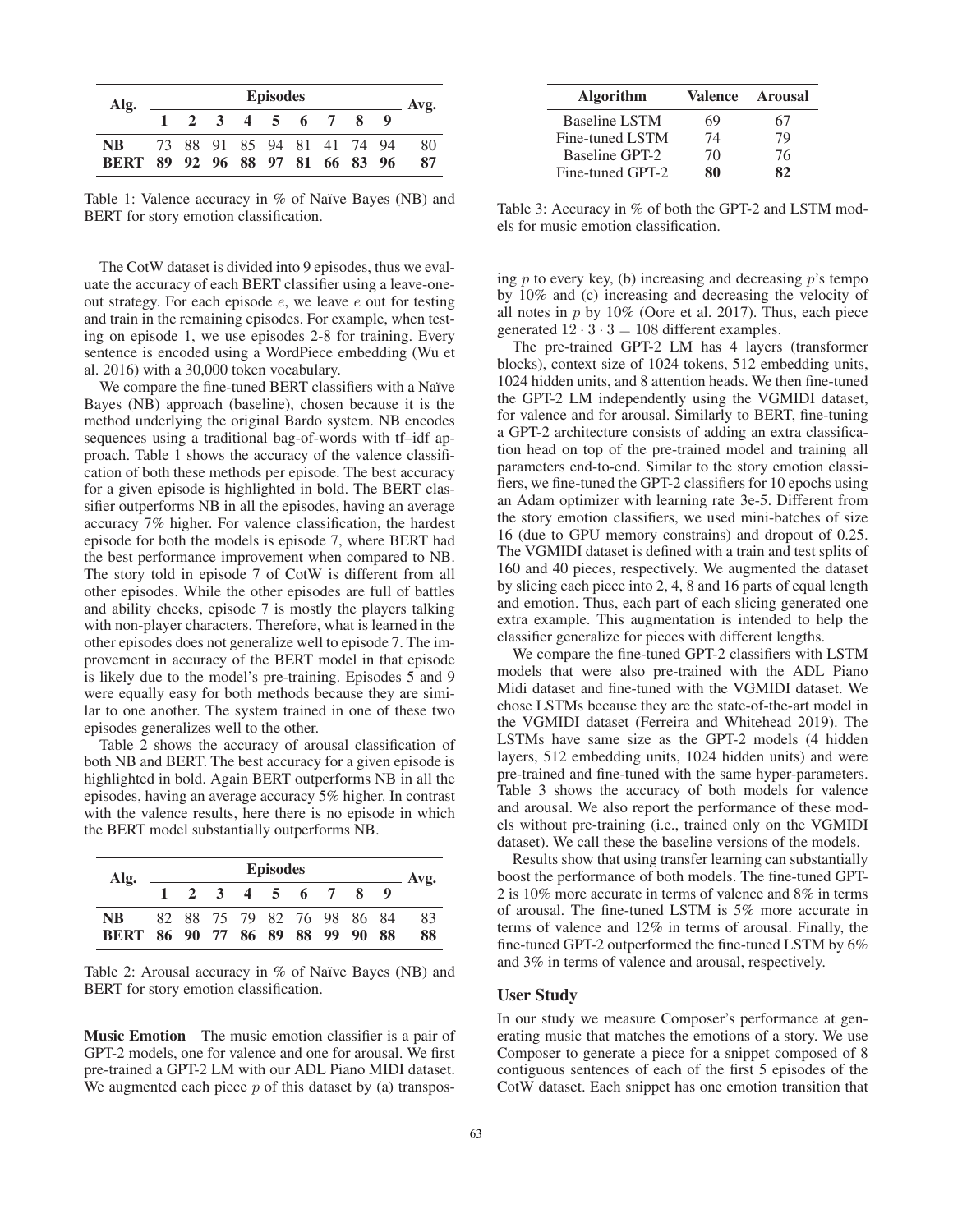| Alg. | Episodes | | | | | | | | | Avg. |
|---|---|---|---|---|---|---|---|---|---|---|
| | 1 | 2 | 3 | 4 | 5 | 6 | 7 | 8 | 9 | |
| NB | 73 | 88 | 91 | 85 | 94 | 81 | 41 | 74 | 94 | 80 |
| **BERT** | **89** | **92** | **96** | **88** | **97** | **81** | **66** | **83** | **96** | **87** |

Table 1: Valence accuracy in % of Naïve Bayes (NB) and BERT for story emotion classification.

The CotW dataset is divided into 9 episodes, thus we evaluate the accuracy of each BERT classifier using a leave-one-out strategy. For each episode $e$, we leave $e$ out for testing and train in the remaining episodes. For example, when testing on episode 1, we use episodes 2-8 for training. Every sentence is encoded using a WordPiece embedding (Wu et al. 2016) with a 30,000 token vocabulary.

We compare the fine-tuned BERT classifiers with a Naïve Bayes (NB) approach (baseline), chosen because it is the method underlying the original Bardo system. NB encodes sequences using a traditional bag-of-words with tf–idf approach. Table 1 shows the accuracy of the valence classification of both these methods per episode. The best accuracy for a given episode is highlighted in bold. The BERT classifier outperforms NB in all the episodes, having an average accuracy 7% higher. For valence classification, the hardest episode for both the models is episode 7, where BERT had the best performance improvement when compared to NB. The story told in episode 7 of CotW is different from all other episodes. While the other episodes are full of battles and ability checks, episode 7 is mostly the players talking with non-player characters. Therefore, what is learned in the other episodes does not generalize well to episode 7. The improvement in accuracy of the BERT model in that episode is likely due to the model's pre-training. Episodes 5 and 9 were equally easy for both methods because they are similar to one another. The system trained in one of these two episodes generalizes well to the other.

Table 2 shows the accuracy of arousal classification of both NB and BERT. The best accuracy for a given episode is highlighted in bold. Again BERT outperforms NB in all the episodes, having an average accuracy 5% higher. In contrast with the valence results, here there is no episode in which the BERT model substantially outperforms NB.

| Alg. | Episodes | | | | | | | | | Avg. |
|---|---|---|---|---|---|---|---|---|---|---|
| | 1 | 2 | 3 | 4 | 5 | 6 | 7 | 8 | 9 | |
| NB | 82 | 88 | 75 | 79 | 82 | 76 | 98 | 86 | 84 | 83 |
| **BERT** | **86** | **90** | **77** | **86** | **89** | **88** | **99** | **90** | **88** | **88** |

Table 2: Arousal accuracy in % of Naïve Bayes (NB) and BERT for story emotion classification.

**Music Emotion** The music emotion classifier is a pair of GPT-2 models, one for valence and one for arousal. We first pre-trained a GPT-2 LM with our ADL Piano MIDI dataset. We augmented each piece $p$ of this dataset by (a) transposing $p$ to every key, (b) increasing and decreasing $p$'s tempo by 10% and (c) increasing and decreasing the velocity of all notes in $p$ by 10% (Oore et al. 2017). Thus, each piece generated $12 \cdot 3 \cdot 3 = 108$ different examples.

The pre-trained GPT-2 LM has 4 layers (transformer blocks), context size of 1024 tokens, 512 embedding units, 1024 hidden units, and 8 attention heads. We then fine-tuned the GPT-2 LM independently using the VGMIDI dataset, for valence and for arousal. Similarly to BERT, fine-tuning a GPT-2 architecture consists of adding an extra classification head on top of the pre-trained model and training all parameters end-to-end. Similar to the story emotion classifiers, we fine-tuned the GPT-2 classifiers for 10 epochs using an Adam optimizer with learning rate 3e-5. Different from the story emotion classifiers, we used mini-batches of size 16 (due to GPU memory constrains) and dropout of 0.25. The VGMIDI dataset is defined with a train and test splits of 160 and 40 pieces, respectively. We augmented the dataset by slicing each piece into 2, 4, 8 and 16 parts of equal length and emotion. Thus, each part of each slicing generated one extra example. This augmentation is intended to help the classifier generalize for pieces with different lengths.

| Algorithm | Valence | Arousal |
|---|---|---|
| Baseline LSTM | 69 | 67 |
| Fine-tuned LSTM | 74 | 79 |
| Baseline GPT-2 | 70 | 76 |
| Fine-tuned GPT-2 | **80** | **82** |

Table 3: Accuracy in % of both the GPT-2 and LSTM models for music emotion classification.

We compare the fine-tuned GPT-2 classifiers with LSTM models that were also pre-trained with the ADL Piano Midi dataset and fine-tuned with the VGMIDI dataset. We chose LSTMs because they are the state-of-the-art model in the VGMIDI dataset (Ferreira and Whitehead 2019). The LSTMs have same size as the GPT-2 models (4 hidden layers, 512 embedding units, 1024 hidden units) and were pre-trained and fine-tuned with the same hyper-parameters. Table 3 shows the accuracy of both models for valence and arousal. We also report the performance of these models without pre-training (i.e., trained only on the VGMIDI dataset). We call these the baseline versions of the models.

Results show that using transfer learning can substantially boost the performance of both models. The fine-tuned GPT-2 is 10% more accurate in terms of valence and 8% in terms of arousal. The fine-tuned LSTM is 5% more accurate in terms of valence and 12% in terms of arousal. Finally, the fine-tuned GPT-2 outperformed the fine-tuned LSTM by 6% and 3% in terms of valence and arousal, respectively.

## User Study

In our study we measure Composer's performance at generating music that matches the emotions of a story. We use Composer to generate a piece for a snippet composed of 8 contiguous sentences of each of the first 5 episodes of the CotW dataset. Each snippet has one emotion transition that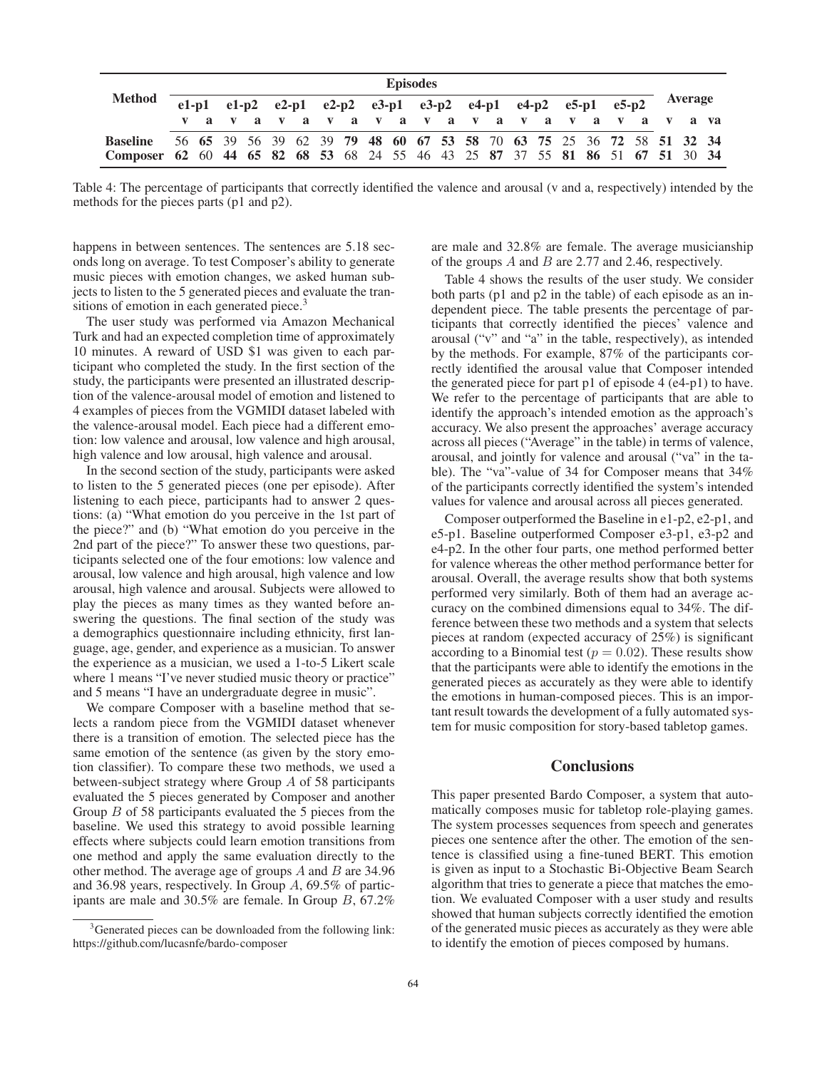| Method | Episodes | | | | | | | | | | | | | | | | | | | | Average | | |
|---|---|---|---|---|---|---|---|---|---|---|---|---|---|---|---|---|---|---|---|---|---|---|---|
| | e1-p1 | | e1-p2 | | e2-p1 | | e2-p2 | | e3-p1 | | e3-p2 | | e4-p1 | | e4-p2 | | e5-p1 | | e5-p2 | | | | |
| | v | a | v | a | v | a | v | a | v | a | v | a | v | a | v | a | v | a | v | a | v | a | va |
| **Baseline** | 56 | **65** | 39 | 56 | 39 | 62 | 39 | **79** | **48** | **60** | **67** | **53** | **58** | 70 | **63** | **75** | 25 | 36 | **72** | 58 | **51** | **32** | **34** |
| **Composer** | **62** | 60 | **44** | **65** | **82** | **68** | **53** | 68 | 24 | 55 | 46 | 43 | 25 | **87** | 37 | 55 | **81** | **86** | 51 | **67** | **51** | 30 | **34** |

Table 4: The percentage of participants that correctly identified the valence and arousal (v and a, respectively) intended by the methods for the pieces parts (p1 and p2).

happens in between sentences. The sentences are 5.18 seconds long on average. To test Composer's ability to generate music pieces with emotion changes, we asked human subjects to listen to the 5 generated pieces and evaluate the transitions of emotion in each generated piece.[3]

The user study was performed via Amazon Mechanical Turk and had an expected completion time of approximately 10 minutes. A reward of USD $1 was given to each participant who completed the study. In the first section of the study, the participants were presented an illustrated description of the valence-arousal model of emotion and listened to 4 examples of pieces from the VGMIDI dataset labeled with the valence-arousal model. Each piece had a different emotion: low valence and arousal, low valence and high arousal, high valence and low arousal, high valence and arousal.

In the second section of the study, participants were asked to listen to the 5 generated pieces (one per episode). After listening to each piece, participants had to answer 2 questions: (a) "What emotion do you perceive in the 1st part of the piece?" and (b) "What emotion do you perceive in the 2nd part of the piece?" To answer these two questions, participants selected one of the four emotions: low valence and arousal, low valence and high arousal, high valence and low arousal, high valence and arousal. Subjects were allowed to play the pieces as many times as they wanted before answering the questions. The final section of the study was a demographics questionnaire including ethnicity, first language, age, gender, and experience as a musician. To answer the experience as a musician, we used a 1-to-5 Likert scale where 1 means "I've never studied music theory or practice" and 5 means "I have an undergraduate degree in music".

We compare Composer with a baseline method that selects a random piece from the VGMIDI dataset whenever there is a transition of emotion. The selected piece has the same emotion of the sentence (as given by the story emotion classifier). To compare these two methods, we used a between-subject strategy where Group $A$ of 58 participants evaluated the 5 pieces generated by Composer and another Group $B$ of 58 participants evaluated the 5 pieces from the baseline. We used this strategy to avoid possible learning effects where subjects could learn emotion transitions from one method and apply the same evaluation directly to the other method. The average age of groups $A$ and $B$ are 34.96 and 36.98 years, respectively. In Group $A$, 69.5% of participants are male and 30.5% are female. In Group $B$, 67.2% are male and 32.8% are female. The average musicianship of the groups $A$ and $B$ are 2.77 and 2.46, respectively.

Table 4 shows the results of the user study. We consider both parts (p1 and p2 in the table) of each episode as an independent piece. The table presents the percentage of participants that correctly identified the pieces' valence and arousal ("v" and "a" in the table, respectively), as intended by the methods. For example, 87% of the participants correctly identified the arousal value that Composer intended the generated piece for part p1 of episode 4 (e4-p1) to have. We refer to the percentage of participants that are able to identify the approach's intended emotion as the approach's accuracy. We also present the approaches' average accuracy across all pieces ("Average" in the table) in terms of valence, arousal, and jointly for valence and arousal ("va" in the table). The "va"-value of 34 for Composer means that 34% of the participants correctly identified the system's intended values for valence and arousal across all pieces generated.

Composer outperformed the Baseline in e1-p2, e2-p1, and e5-p1. Baseline outperformed Composer e3-p1, e3-p2 and e4-p2. In the other four parts, one method performed better for valence whereas the other method performance better for arousal. Overall, the average results show that both systems performed very similarly. Both of them had an average accuracy on the combined dimensions equal to 34%. The difference between these two methods and a system that selects pieces at random (expected accuracy of 25%) is significant according to a Binomial test ($p = 0.02$). These results show that the participants were able to identify the emotions in the generated pieces as accurately as they were able to identify the emotions in human-composed pieces. This is an important result towards the development of a fully automated system for music composition for story-based tabletop games.

## Conclusions

This paper presented Bardo Composer, a system that automatically composes music for tabletop role-playing games. The system processes sequences from speech and generates pieces one sentence after the other. The emotion of the sentence is classified using a fine-tuned BERT. This emotion is given as input to a Stochastic Bi-Objective Beam Search algorithm that tries to generate a piece that matches the emotion. We evaluated Composer with a user study and results showed that human subjects correctly identified the emotion of the generated music pieces as accurately as they were able to identify the emotion of pieces composed by humans.

[3]Generated pieces can be downloaded from the following link: https://github.com/lucasnfe/bardo-composer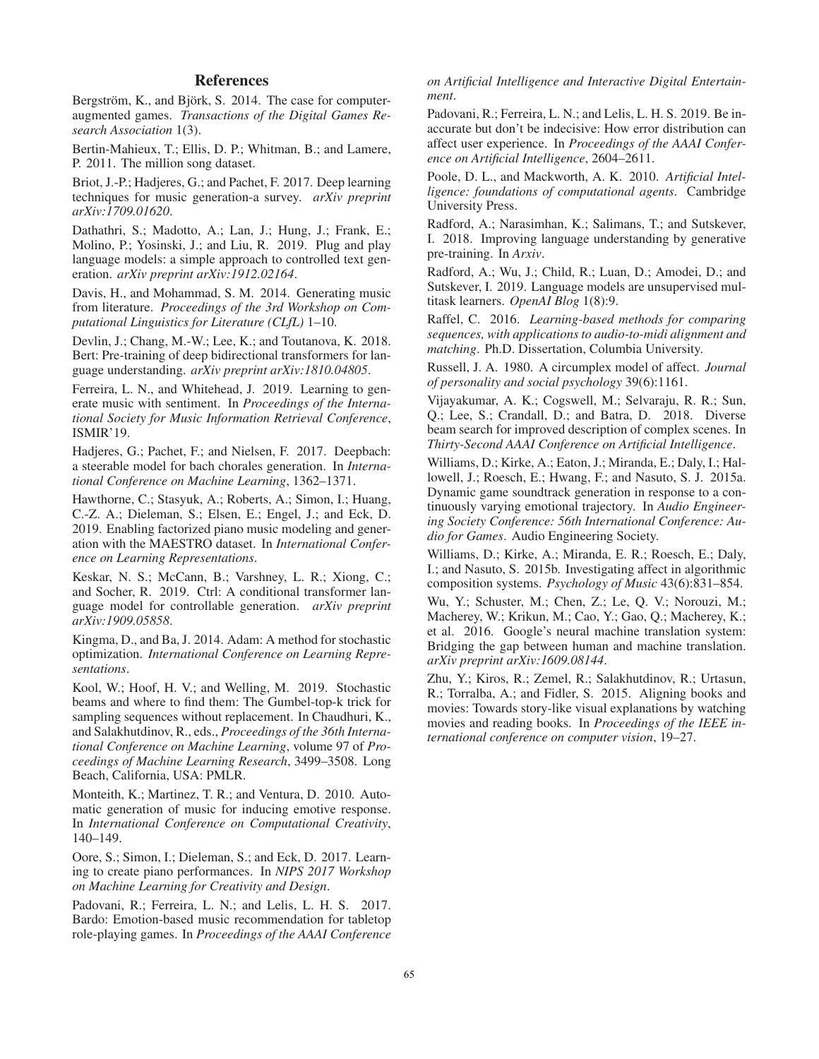## References

Bergström, K., and Björk, S. 2014. The case for computer-augmented games. *Transactions of the Digital Games Research Association* 1(3).

Bertin-Mahieux, T.; Ellis, D. P.; Whitman, B.; and Lamere, P. 2011. The million song dataset.

Briot, J.-P.; Hadjeres, G.; and Pachet, F. 2017. Deep learning techniques for music generation-a survey. *arXiv preprint arXiv:1709.01620*.

Dathathri, S.; Madotto, A.; Lan, J.; Hung, J.; Frank, E.; Molino, P.; Yosinski, J.; and Liu, R. 2019. Plug and play language models: a simple approach to controlled text generation. *arXiv preprint arXiv:1912.02164*.

Davis, H., and Mohammad, S. M. 2014. Generating music from literature. *Proceedings of the 3rd Workshop on Computational Linguistics for Literature (CLfL)* 1–10.

Devlin, J.; Chang, M.-W.; Lee, K.; and Toutanova, K. 2018. Bert: Pre-training of deep bidirectional transformers for language understanding. *arXiv preprint arXiv:1810.04805*.

Ferreira, L. N., and Whitehead, J. 2019. Learning to generate music with sentiment. In *Proceedings of the International Society for Music Information Retrieval Conference*, ISMIR'19.

Hadjeres, G.; Pachet, F.; and Nielsen, F. 2017. Deepbach: a steerable model for bach chorales generation. In *International Conference on Machine Learning*, 1362–1371.

Hawthorne, C.; Stasyuk, A.; Roberts, A.; Simon, I.; Huang, C.-Z. A.; Dieleman, S.; Elsen, E.; Engel, J.; and Eck, D. 2019. Enabling factorized piano music modeling and generation with the MAESTRO dataset. In *International Conference on Learning Representations*.

Keskar, N. S.; McCann, B.; Varshney, L. R.; Xiong, C.; and Socher, R. 2019. Ctrl: A conditional transformer language model for controllable generation. *arXiv preprint arXiv:1909.05858*.

Kingma, D., and Ba, J. 2014. Adam: A method for stochastic optimization. *International Conference on Learning Representations*.

Kool, W.; Hoof, H. V.; and Welling, M. 2019. Stochastic beams and where to find them: The Gumbel-top-k trick for sampling sequences without replacement. In Chaudhuri, K., and Salakhutdinov, R., eds., *Proceedings of the 36th International Conference on Machine Learning*, volume 97 of *Proceedings of Machine Learning Research*, 3499–3508. Long Beach, California, USA: PMLR.

Monteith, K.; Martinez, T. R.; and Ventura, D. 2010. Automatic generation of music for inducing emotive response. In *International Conference on Computational Creativity*, 140–149.

Oore, S.; Simon, I.; Dieleman, S.; and Eck, D. 2017. Learning to create piano performances. In *NIPS 2017 Workshop on Machine Learning for Creativity and Design*.

Padovani, R.; Ferreira, L. N.; and Lelis, L. H. S. 2017. Bardo: Emotion-based music recommendation for tabletop role-playing games. In *Proceedings of the AAAI Conference on Artificial Intelligence and Interactive Digital Entertainment*.

Padovani, R.; Ferreira, L. N.; and Lelis, L. H. S. 2019. Be inaccurate but don't be indecisive: How error distribution can affect user experience. In *Proceedings of the AAAI Conference on Artificial Intelligence*, 2604–2611.

Poole, D. L., and Mackworth, A. K. 2010. *Artificial Intelligence: foundations of computational agents*. Cambridge University Press.

Radford, A.; Narasimhan, K.; Salimans, T.; and Sutskever, I. 2018. Improving language understanding by generative pre-training. In *Arxiv*.

Radford, A.; Wu, J.; Child, R.; Luan, D.; Amodei, D.; and Sutskever, I. 2019. Language models are unsupervised multitask learners. *OpenAI Blog* 1(8):9.

Raffel, C. 2016. *Learning-based methods for comparing sequences, with applications to audio-to-midi alignment and matching*. Ph.D. Dissertation, Columbia University.

Russell, J. A. 1980. A circumplex model of affect. *Journal of personality and social psychology* 39(6):1161.

Vijayakumar, A. K.; Cogswell, M.; Selvaraju, R. R.; Sun, Q.; Lee, S.; Crandall, D.; and Batra, D. 2018. Diverse beam search for improved description of complex scenes. In *Thirty-Second AAAI Conference on Artificial Intelligence*.

Williams, D.; Kirke, A.; Eaton, J.; Miranda, E.; Daly, I.; Hallowell, J.; Roesch, E.; Hwang, F.; and Nasuto, S. J. 2015a. Dynamic game soundtrack generation in response to a continuously varying emotional trajectory. In *Audio Engineering Society Conference: 56th International Conference: Audio for Games*. Audio Engineering Society.

Williams, D.; Kirke, A.; Miranda, E. R.; Roesch, E.; Daly, I.; and Nasuto, S. 2015b. Investigating affect in algorithmic composition systems. *Psychology of Music* 43(6):831–854.

Wu, Y.; Schuster, M.; Chen, Z.; Le, Q. V.; Norouzi, M.; Macherey, W.; Krikun, M.; Cao, Y.; Gao, Q.; Macherey, K.; et al. 2016. Google's neural machine translation system: Bridging the gap between human and machine translation. *arXiv preprint arXiv:1609.08144*.

Zhu, Y.; Kiros, R.; Zemel, R.; Salakhutdinov, R.; Urtasun, R.; Torralba, A.; and Fidler, S. 2015. Aligning books and movies: Towards story-like visual explanations by watching movies and reading books. In *Proceedings of the IEEE international conference on computer vision*, 19–27.